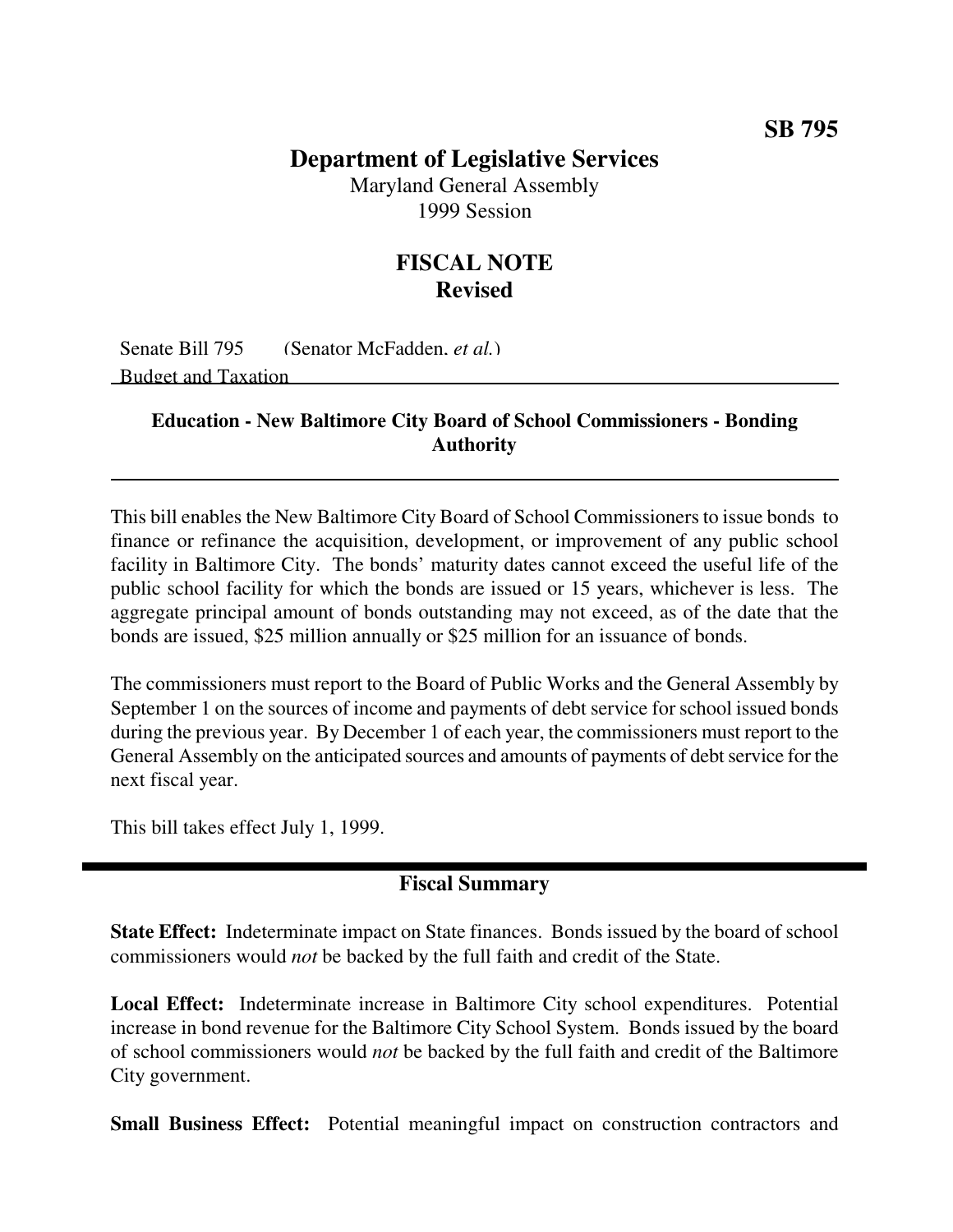**SB 795**

# Department of Legislative Services

Maryland General Assembly
1999 Session

## FISCAL NOTE
**Revised**

Senate Bill 795 (Senator McFadden, *et al.*)
Budget and Taxation

### Education - New Baltimore City Board of School Commissioners - Bonding Authority

This bill enables the New Baltimore City Board of School Commissioners to issue bonds to finance or refinance the acquisition, development, or improvement of any public school facility in Baltimore City. The bonds' maturity dates cannot exceed the useful life of the public school facility for which the bonds are issued or 15 years, whichever is less. The aggregate principal amount of bonds outstanding may not exceed, as of the date that the bonds are issued, $25 million annually or $25 million for an issuance of bonds.

The commissioners must report to the Board of Public Works and the General Assembly by September 1 on the sources of income and payments of debt service for school issued bonds during the previous year. By December 1 of each year, the commissioners must report to the General Assembly on the anticipated sources and amounts of payments of debt service for the next fiscal year.

This bill takes effect July 1, 1999.

## Fiscal Summary

**State Effect:** Indeterminate impact on State finances. Bonds issued by the board of school commissioners would *not* be backed by the full faith and credit of the State.

**Local Effect:** Indeterminate increase in Baltimore City school expenditures. Potential increase in bond revenue for the Baltimore City School System. Bonds issued by the board of school commissioners would *not* be backed by the full faith and credit of the Baltimore City government.

**Small Business Effect:** Potential meaningful impact on construction contractors and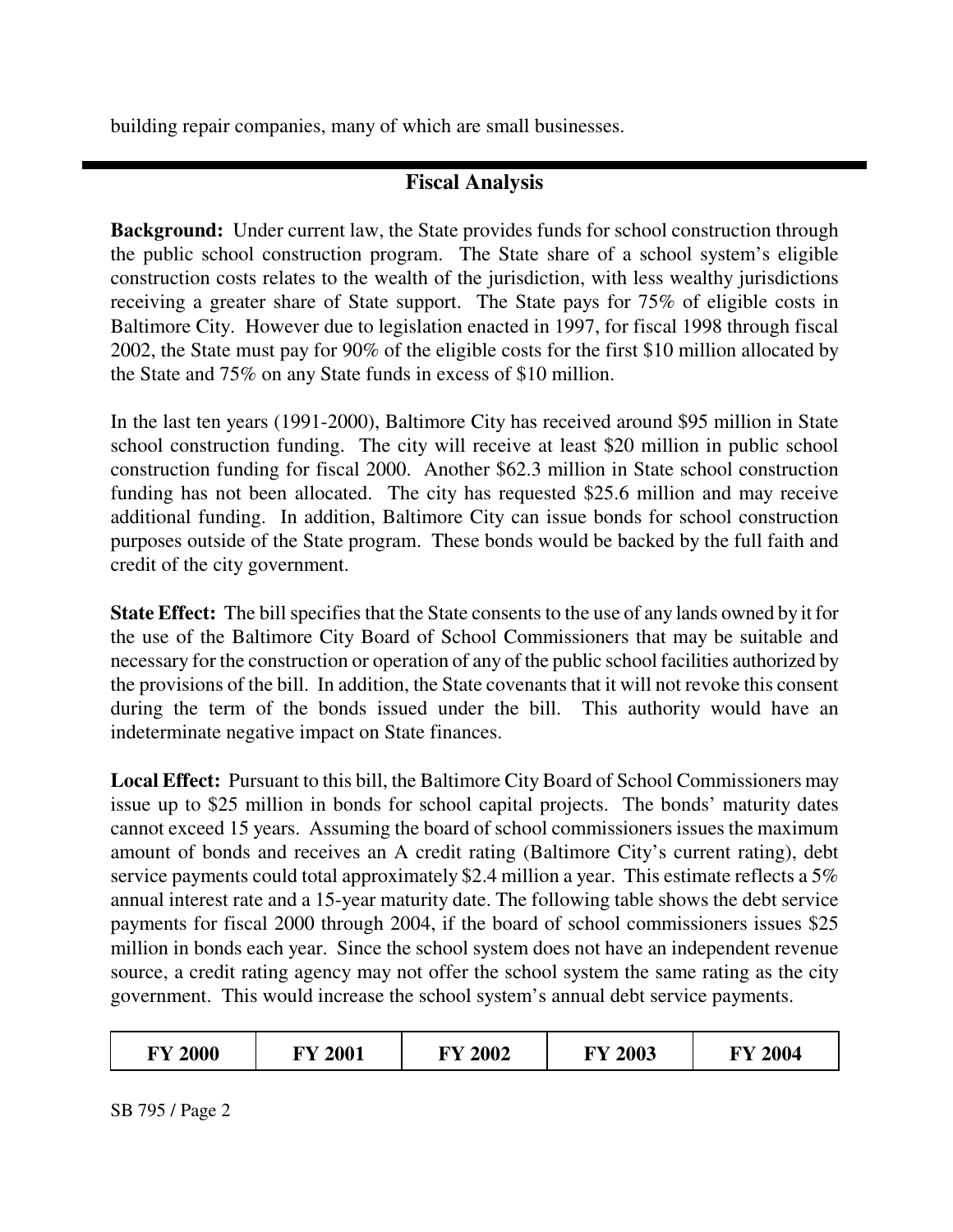building repair companies, many of which are small businesses.

## Fiscal Analysis

**Background:** Under current law, the State provides funds for school construction through the public school construction program. The State share of a school system's eligible construction costs relates to the wealth of the jurisdiction, with less wealthy jurisdictions receiving a greater share of State support. The State pays for 75% of eligible costs in Baltimore City. However due to legislation enacted in 1997, for fiscal 1998 through fiscal 2002, the State must pay for 90% of the eligible costs for the first $10 million allocated by the State and 75% on any State funds in excess of $10 million.

In the last ten years (1991-2000), Baltimore City has received around $95 million in State school construction funding. The city will receive at least $20 million in public school construction funding for fiscal 2000. Another $62.3 million in State school construction funding has not been allocated. The city has requested $25.6 million and may receive additional funding. In addition, Baltimore City can issue bonds for school construction purposes outside of the State program. These bonds would be backed by the full faith and credit of the city government.

**State Effect:** The bill specifies that the State consents to the use of any lands owned by it for the use of the Baltimore City Board of School Commissioners that may be suitable and necessary for the construction or operation of any of the public school facilities authorized by the provisions of the bill. In addition, the State covenants that it will not revoke this consent during the term of the bonds issued under the bill. This authority would have an indeterminate negative impact on State finances.

**Local Effect:** Pursuant to this bill, the Baltimore City Board of School Commissioners may issue up to $25 million in bonds for school capital projects. The bonds' maturity dates cannot exceed 15 years. Assuming the board of school commissioners issues the maximum amount of bonds and receives an A credit rating (Baltimore City's current rating), debt service payments could total approximately $2.4 million a year. This estimate reflects a 5% annual interest rate and a 15-year maturity date. The following table shows the debt service payments for fiscal 2000 through 2004, if the board of school commissioners issues $25 million in bonds each year. Since the school system does not have an independent revenue source, a credit rating agency may not offer the school system the same rating as the city government. This would increase the school system's annual debt service payments.

| FY 2000 | FY 2001 | FY 2002 | FY 2003 | FY 2004 |
|---|---|---|---|---|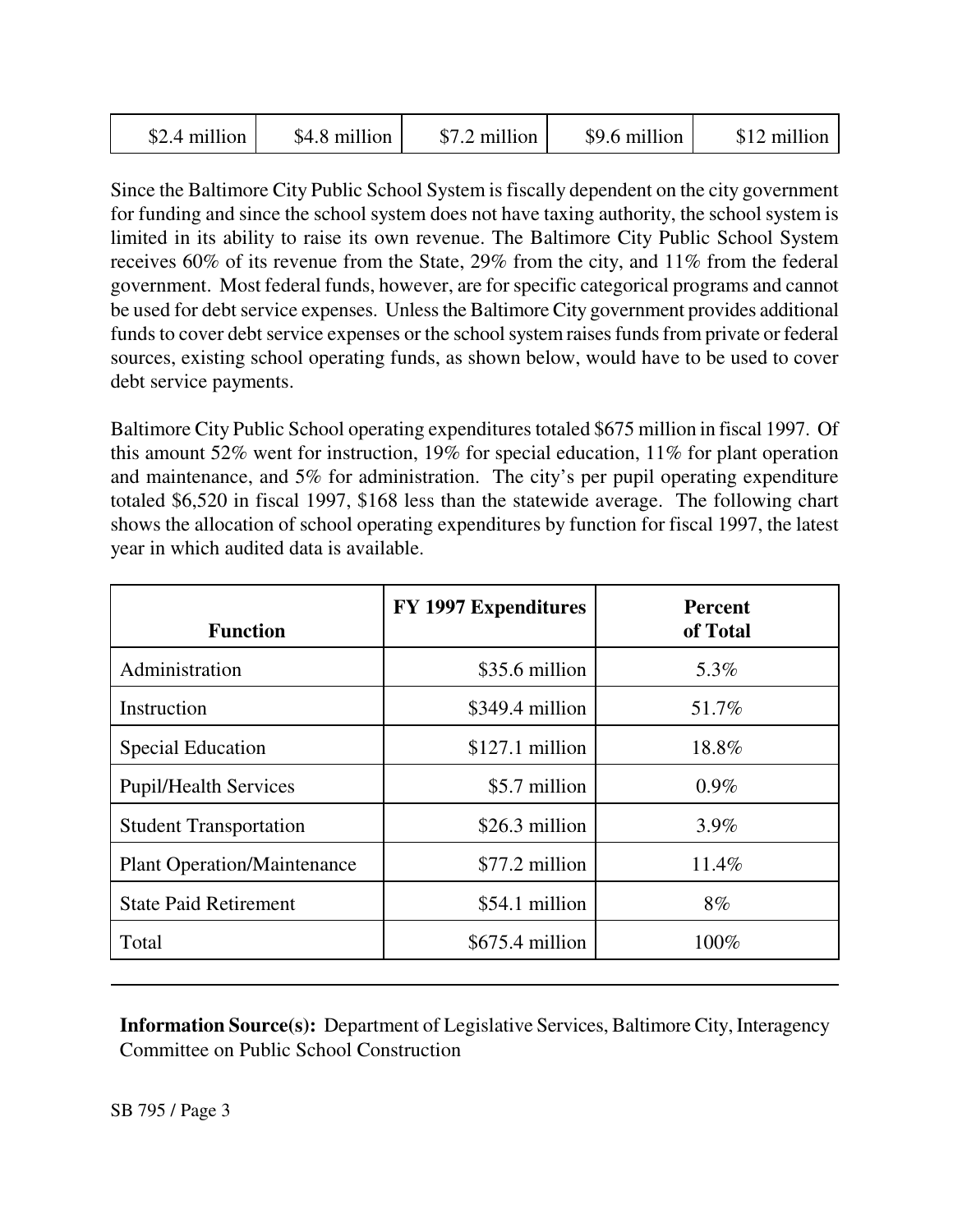| $2.4 million | $4.8 million | $7.2 million | $9.6 million | $12 million |
|---|---|---|---|---|

Since the Baltimore City Public School System is fiscally dependent on the city government for funding and since the school system does not have taxing authority, the school system is limited in its ability to raise its own revenue. The Baltimore City Public School System receives 60% of its revenue from the State, 29% from the city, and 11% from the federal government. Most federal funds, however, are for specific categorical programs and cannot be used for debt service expenses. Unless the Baltimore City government provides additional funds to cover debt service expenses or the school system raises funds from private or federal sources, existing school operating funds, as shown below, would have to be used to cover debt service payments.

Baltimore City Public School operating expenditures totaled $675 million in fiscal 1997. Of this amount 52% went for instruction, 19% for special education, 11% for plant operation and maintenance, and 5% for administration. The city's per pupil operating expenditure totaled $6,520 in fiscal 1997, $168 less than the statewide average. The following chart shows the allocation of school operating expenditures by function for fiscal 1997, the latest year in which audited data is available.

| Function | FY 1997 Expenditures | Percent of Total |
|---|---|---|
| Administration | $35.6 million | 5.3% |
| Instruction | $349.4 million | 51.7% |
| Special Education | $127.1 million | 18.8% |
| Pupil/Health Services | $5.7 million | 0.9% |
| Student Transportation | $26.3 million | 3.9% |
| Plant Operation/Maintenance | $77.2 million | 11.4% |
| State Paid Retirement | $54.1 million | 8% |
| Total | $675.4 million | 100% |

**Information Source(s):** Department of Legislative Services, Baltimore City, Interagency Committee on Public School Construction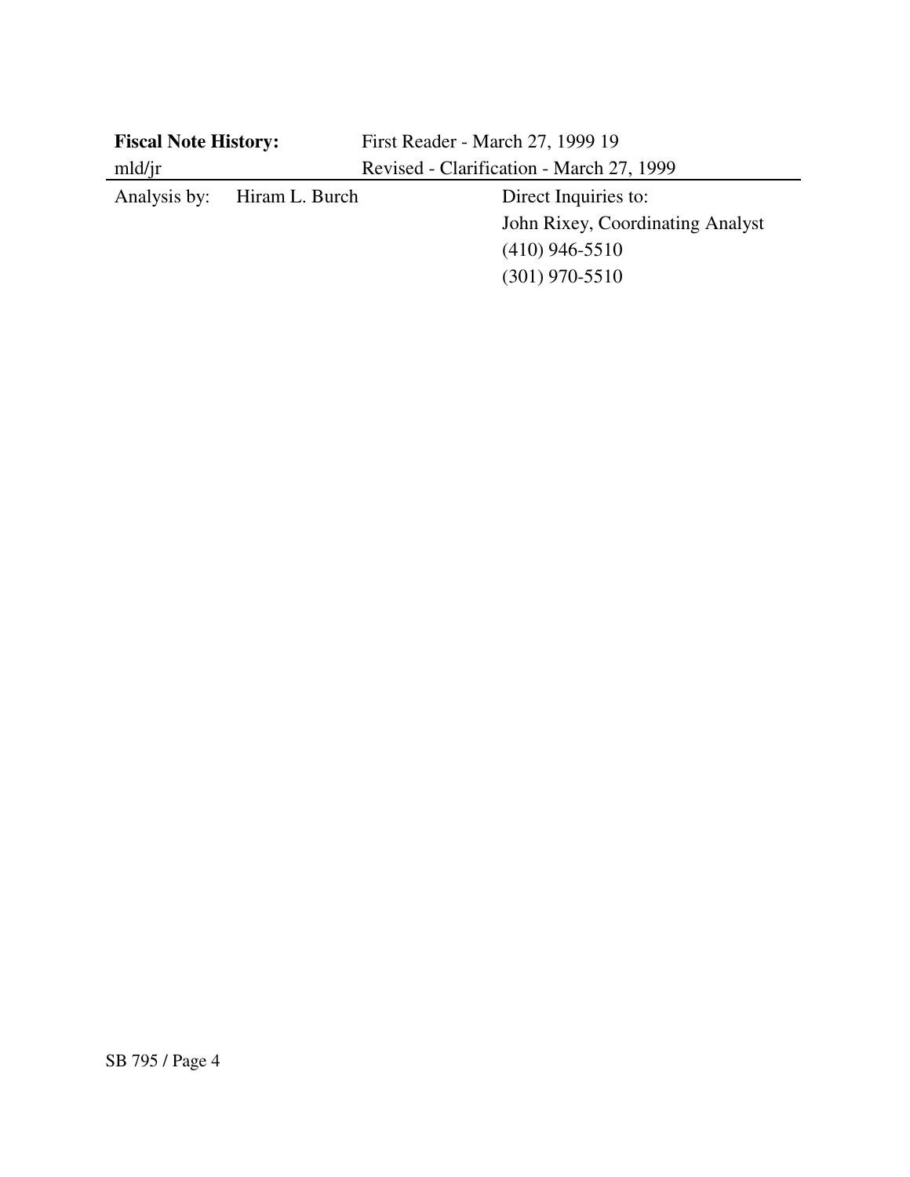**Fiscal Note History:** First Reader - March 27, 1999 19
mld/jr Revised - Clarification - March 27, 1999

Analysis by: Hiram L. Burch

Direct Inquiries to:
John Rixey, Coordinating Analyst
(410) 946-5510
(301) 970-5510